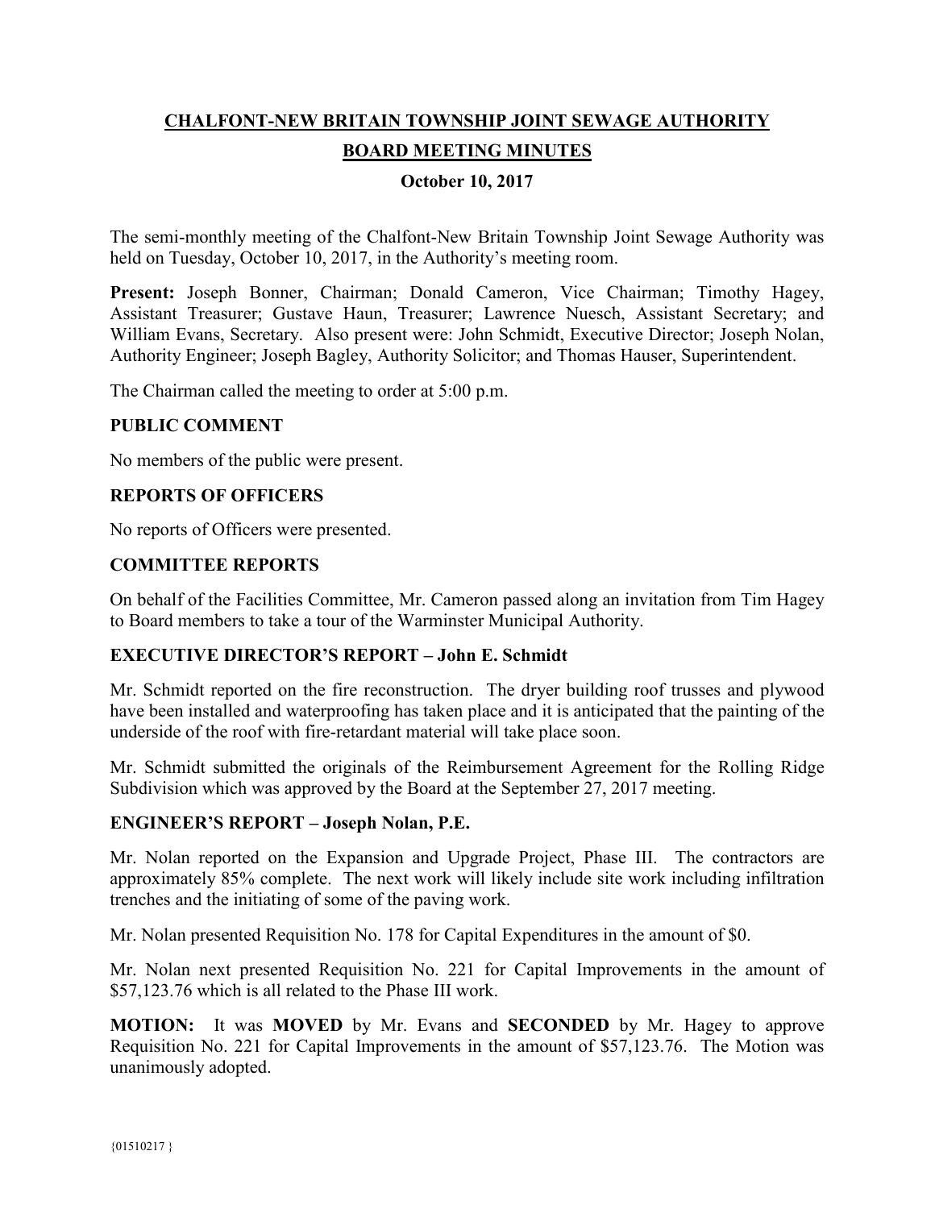# CHALFONT-NEW BRITAIN TOWNSHIP JOINT SEWAGE AUTHORITY

## BOARD MEETING MINUTES

### October 10, 2017

The semi-monthly meeting of the Chalfont-New Britain Township Joint Sewage Authority was held on Tuesday, October 10, 2017, in the Authority's meeting room.

**Present:** Joseph Bonner, Chairman; Donald Cameron, Vice Chairman; Timothy Hagey, Assistant Treasurer; Gustave Haun, Treasurer; Lawrence Nuesch, Assistant Secretary; and William Evans, Secretary. Also present were: John Schmidt, Executive Director; Joseph Nolan, Authority Engineer; Joseph Bagley, Authority Solicitor; and Thomas Hauser, Superintendent.

The Chairman called the meeting to order at 5:00 p.m.

**PUBLIC COMMENT**

No members of the public were present.

**REPORTS OF OFFICERS**

No reports of Officers were presented.

**COMMITTEE REPORTS**

On behalf of the Facilities Committee, Mr. Cameron passed along an invitation from Tim Hagey to Board members to take a tour of the Warminster Municipal Authority.

**EXECUTIVE DIRECTOR'S REPORT – John E. Schmidt**

Mr. Schmidt reported on the fire reconstruction. The dryer building roof trusses and plywood have been installed and waterproofing has taken place and it is anticipated that the painting of the underside of the roof with fire-retardant material will take place soon.

Mr. Schmidt submitted the originals of the Reimbursement Agreement for the Rolling Ridge Subdivision which was approved by the Board at the September 27, 2017 meeting.

**ENGINEER'S REPORT – Joseph Nolan, P.E.**

Mr. Nolan reported on the Expansion and Upgrade Project, Phase III. The contractors are approximately 85% complete. The next work will likely include site work including infiltration trenches and the initiating of some of the paving work.

Mr. Nolan presented Requisition No. 178 for Capital Expenditures in the amount of $0.

Mr. Nolan next presented Requisition No. 221 for Capital Improvements in the amount of $57,123.76 which is all related to the Phase III work.

**MOTION:** It was **MOVED** by Mr. Evans and **SECONDED** by Mr. Hagey to approve Requisition No. 221 for Capital Improvements in the amount of $57,123.76. The Motion was unanimously adopted.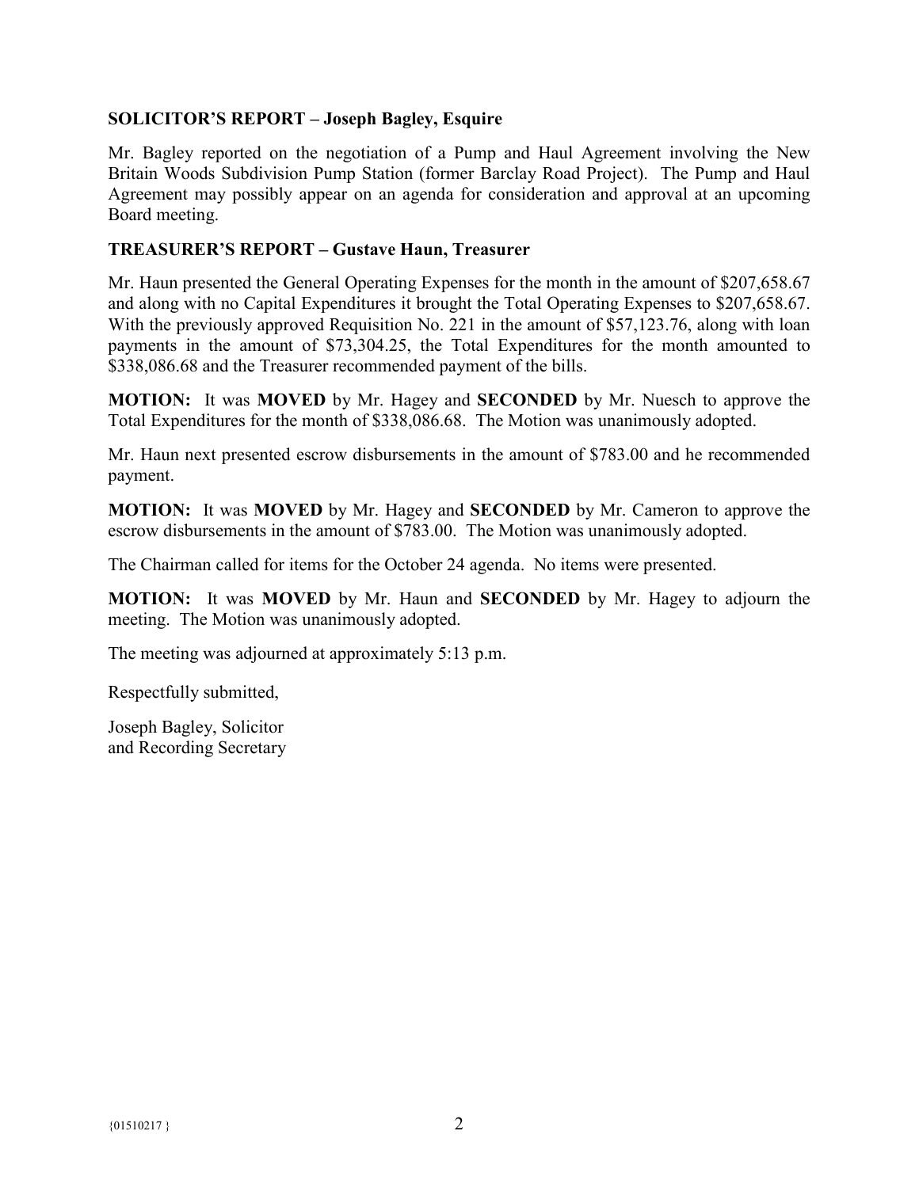**SOLICITOR'S REPORT – Joseph Bagley, Esquire**

Mr. Bagley reported on the negotiation of a Pump and Haul Agreement involving the New Britain Woods Subdivision Pump Station (former Barclay Road Project). The Pump and Haul Agreement may possibly appear on an agenda for consideration and approval at an upcoming Board meeting.

**TREASURER'S REPORT – Gustave Haun, Treasurer**

Mr. Haun presented the General Operating Expenses for the month in the amount of $207,658.67 and along with no Capital Expenditures it brought the Total Operating Expenses to $207,658.67. With the previously approved Requisition No. 221 in the amount of $57,123.76, along with loan payments in the amount of $73,304.25, the Total Expenditures for the month amounted to $338,086.68 and the Treasurer recommended payment of the bills.

**MOTION:** It was **MOVED** by Mr. Hagey and **SECONDED** by Mr. Nuesch to approve the Total Expenditures for the month of $338,086.68. The Motion was unanimously adopted.

Mr. Haun next presented escrow disbursements in the amount of $783.00 and he recommended payment.

**MOTION:** It was **MOVED** by Mr. Hagey and **SECONDED** by Mr. Cameron to approve the escrow disbursements in the amount of $783.00. The Motion was unanimously adopted.

The Chairman called for items for the October 24 agenda. No items were presented.

**MOTION:** It was **MOVED** by Mr. Haun and **SECONDED** by Mr. Hagey to adjourn the meeting. The Motion was unanimously adopted.

The meeting was adjourned at approximately 5:13 p.m.

Respectfully submitted,

Joseph Bagley, Solicitor
and Recording Secretary

{01510217 }